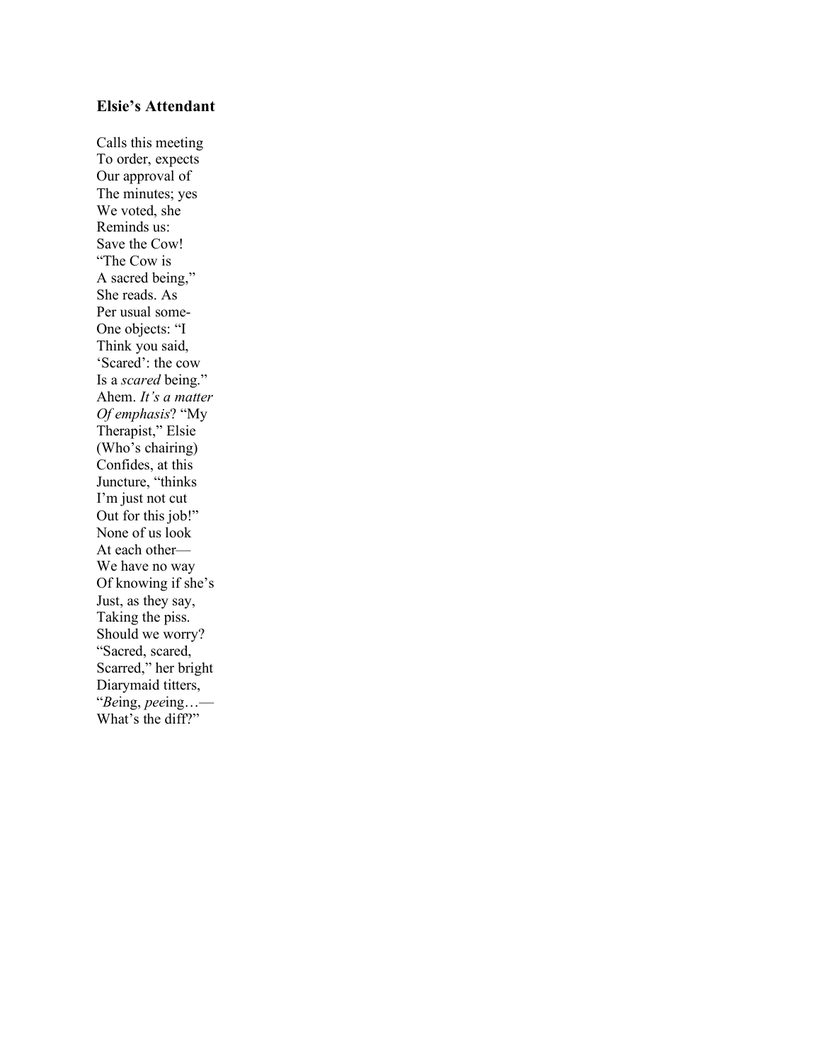### Elsie's Attendant

Calls this meeting  
To order, expects  
Our approval of  
The minutes; yes  
We voted, she  
Reminds us:  
Save the Cow!  
"The Cow is  
A sacred being,"  
She reads. As  
Per usual some-  
One objects: "I  
Think you said,  
'Scared': the cow  
Is a *scared* being."  
Ahem. *It's a matter*  
*Of emphasis*? "My  
Therapist," Elsie  
(Who's chairing)  
Confides, at this  
Juncture, "thinks  
I'm just not cut  
Out for this job!"  
None of us look  
At each other—  
We have no way  
Of knowing if she's  
Just, as they say,  
Taking the piss.  
Should we worry?  
"Sacred, scared,  
Scarred," her bright  
Diarymaid titters,  
"*Be*ing, *pee*ing…—  
What's the diff?"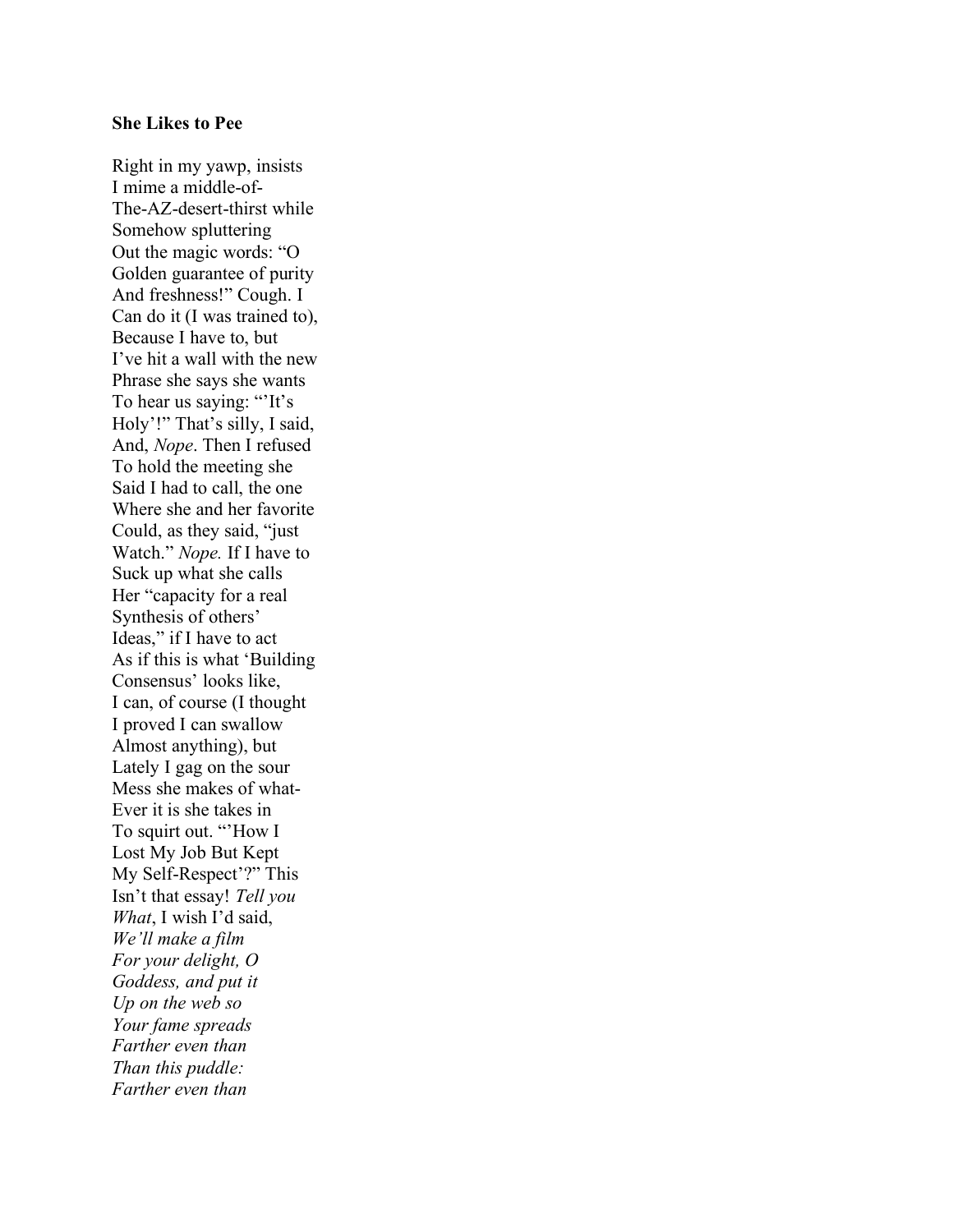**She Likes to Pee**

Right in my yawp, insists  
I mime a middle-of-  
The-AZ-desert-thirst while  
Somehow spluttering  
Out the magic words: "O  
Golden guarantee of purity  
And freshness!" Cough. I  
Can do it (I was trained to),  
Because I have to, but  
I've hit a wall with the new  
Phrase she says she wants  
To hear us saying: "'It's  
Holy'!" That's silly, I said,  
And, *Nope*. Then I refused  
To hold the meeting she  
Said I had to call, the one  
Where she and her favorite  
Could, as they said, "just  
Watch." *Nope.* If I have to  
Suck up what she calls  
Her "capacity for a real  
Synthesis of others'  
Ideas," if I have to act  
As if this is what 'Building  
Consensus' looks like,  
I can, of course (I thought  
I proved I can swallow  
Almost anything), but  
Lately I gag on the sour  
Mess she makes of what-  
Ever it is she takes in  
To squirt out. "'How I  
Lost My Job But Kept  
My Self-Respect'?" This  
Isn't that essay! *Tell you*  
*What*, I wish I'd said,  
*We'll make a film*  
*For your delight, O*  
*Goddess, and put it*  
*Up on the web so*  
*Your fame spreads*  
*Farther even than*  
*Than this puddle:*  
*Farther even than*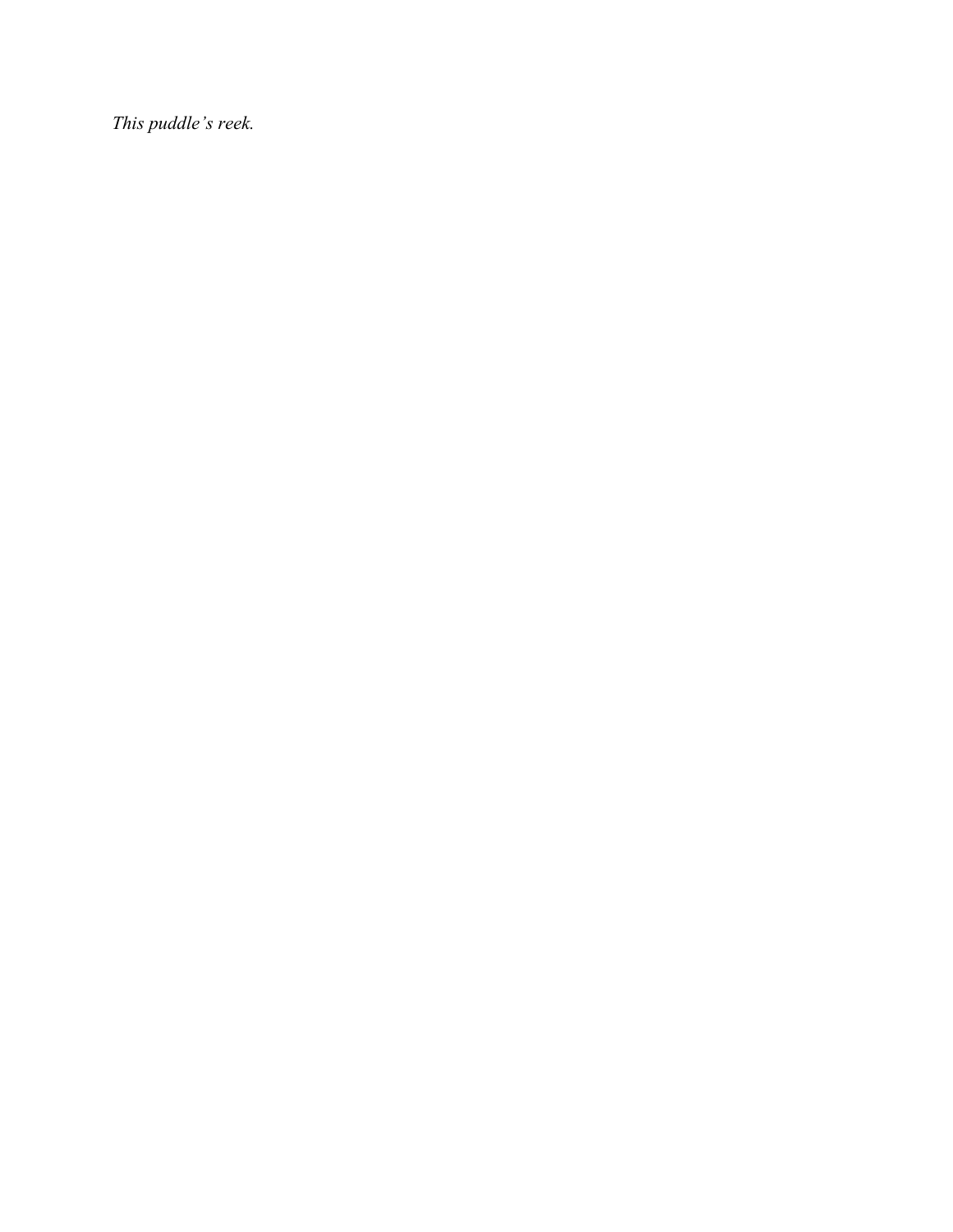*This puddle’s reek.*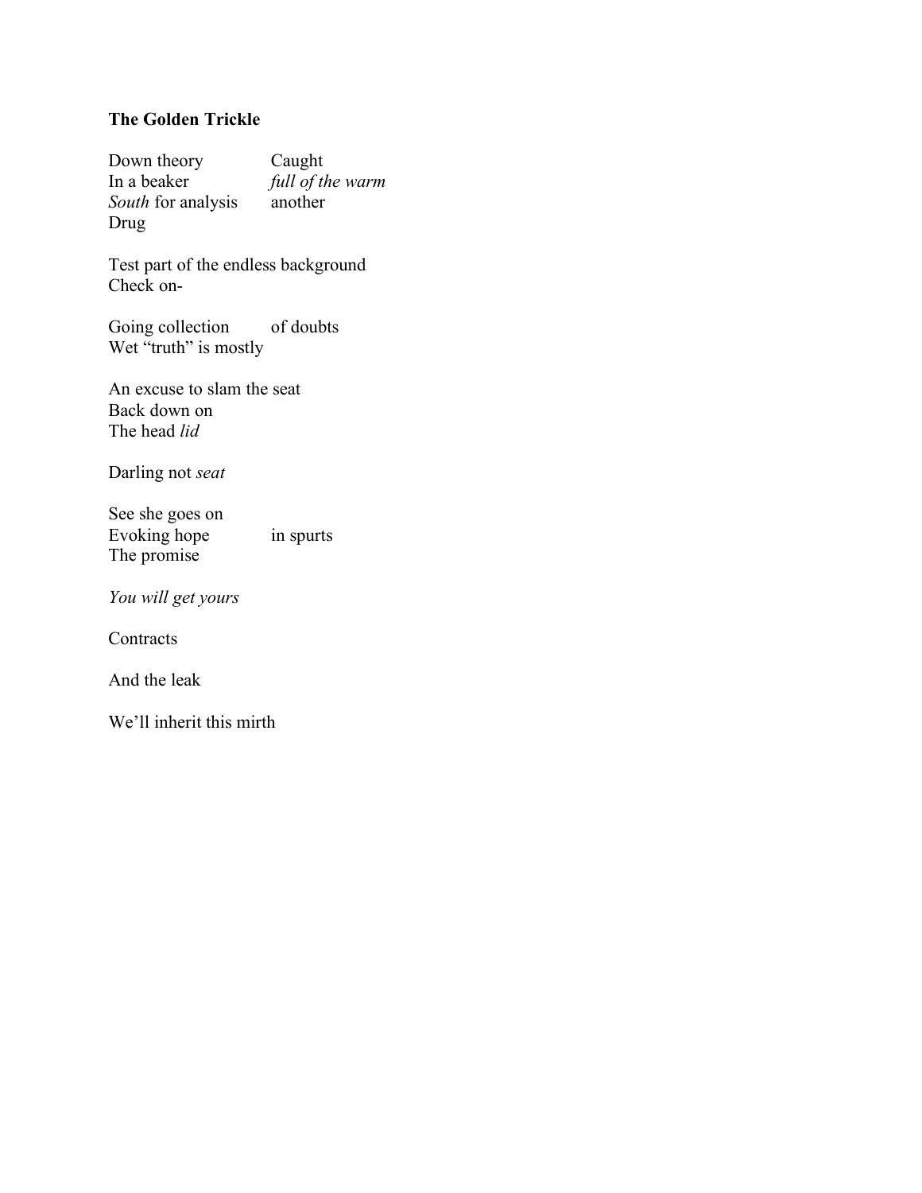**The Golden Trickle**

Down theory		Caught  
In a beaker		*full of the warm*  
*South* for analysis	another  
Drug

Test part of the endless background  
Check on-

Going collection	of doubts  
Wet “truth” is mostly

An excuse to slam the seat  
Back down on  
The head *lid*

Darling not *seat*

See she goes on  
Evoking hope		in spurts  
The promise

*You will get yours*

Contracts

And the leak

We’ll inherit this mirth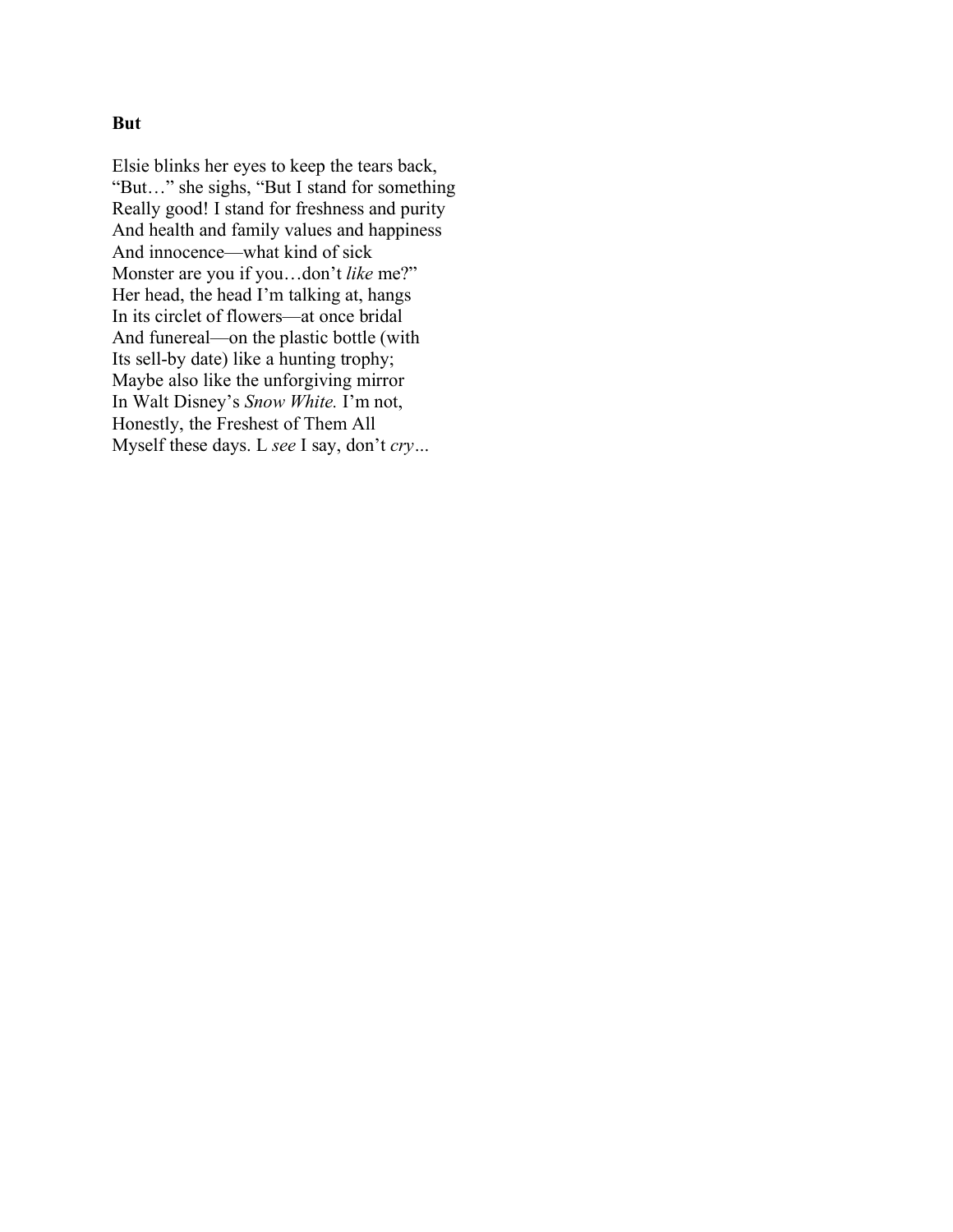**But**

Elsie blinks her eyes to keep the tears back,
"But…" she sighs, "But I stand for something
Really good! I stand for freshness and purity
And health and family values and happiness
And innocence—what kind of sick
Monster are you if you…don't *like* me?"
Her head, the head I'm talking at, hangs
In its circlet of flowers—at once bridal
And funereal—on the plastic bottle (with
Its sell-by date) like a hunting trophy;
Maybe also like the unforgiving mirror
In Walt Disney's *Snow White.* I'm not,
Honestly, the Freshest of Them All
Myself these days. L *see* I say, don't *cry*…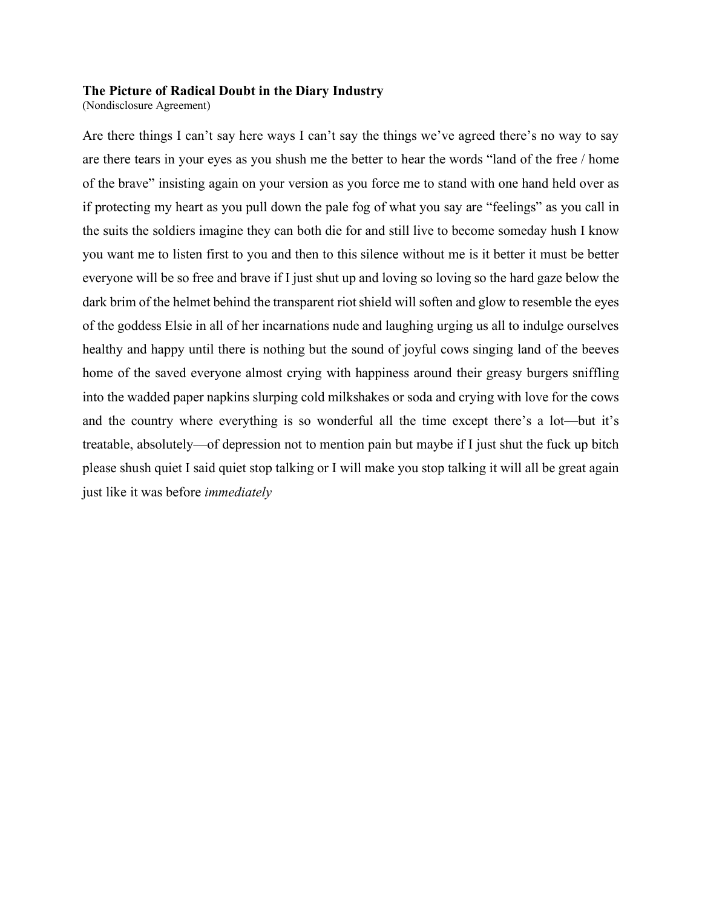**The Picture of Radical Doubt in the Diary Industry**
(Nondisclosure Agreement)

Are there things I can't say here ways I can't say the things we've agreed there's no way to say are there tears in your eyes as you shush me the better to hear the words "land of the free / home of the brave" insisting again on your version as you force me to stand with one hand held over as if protecting my heart as you pull down the pale fog of what you say are "feelings" as you call in the suits the soldiers imagine they can both die for and still live to become someday hush I know you want me to listen first to you and then to this silence without me is it better it must be better everyone will be so free and brave if I just shut up and loving so loving so the hard gaze below the dark brim of the helmet behind the transparent riot shield will soften and glow to resemble the eyes of the goddess Elsie in all of her incarnations nude and laughing urging us all to indulge ourselves healthy and happy until there is nothing but the sound of joyful cows singing land of the beeves home of the saved everyone almost crying with happiness around their greasy burgers sniffling into the wadded paper napkins slurping cold milkshakes or soda and crying with love for the cows and the country where everything is so wonderful all the time except there's a lot—but it's treatable, absolutely—of depression not to mention pain but maybe if I just shut the fuck up bitch please shush quiet I said quiet stop talking or I will make you stop talking it will all be great again just like it was before *immediately*